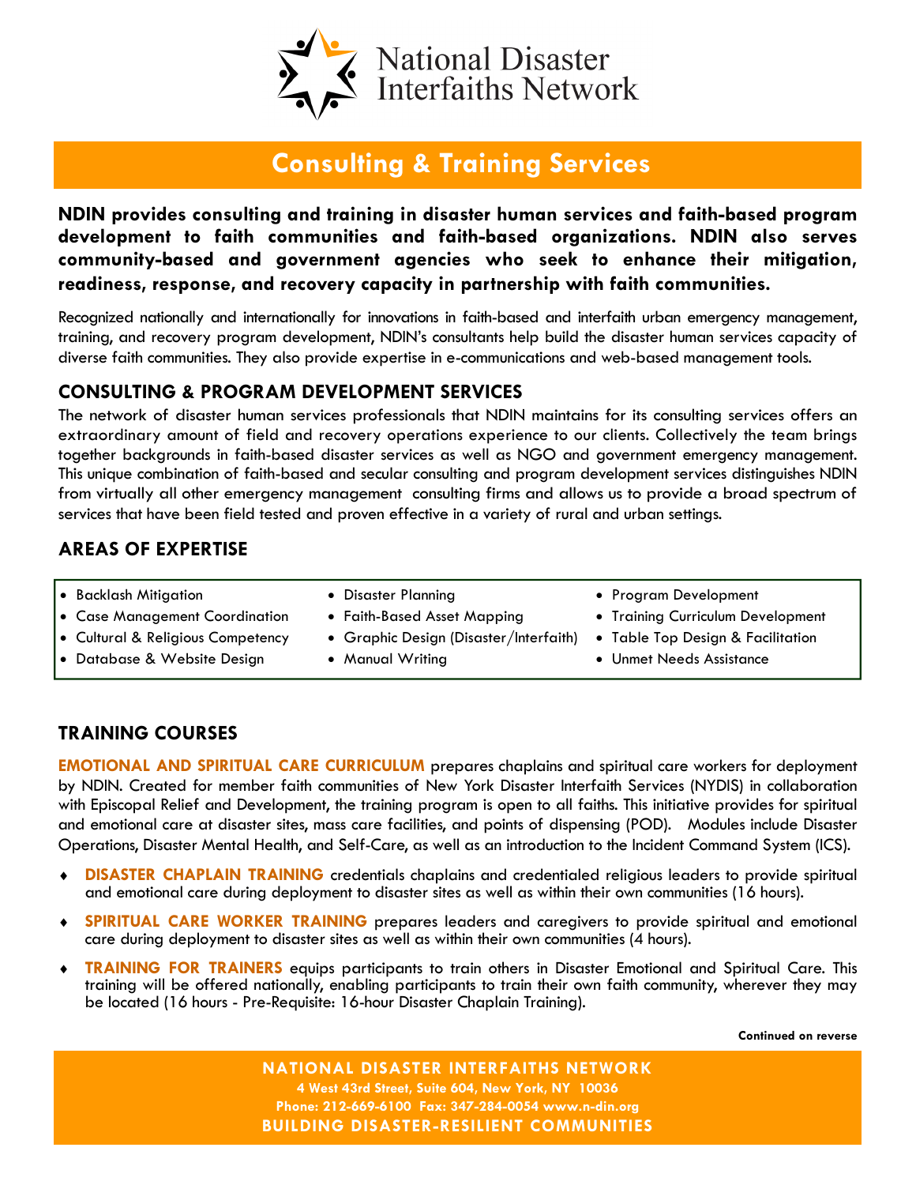National Disaster Interfaiths Network

# Consulting & Training Services

**NDIN provides consulting and training in disaster human services and faith-based program development to faith communities and faith-based organizations. NDIN also serves community-based and government agencies who seek to enhance their mitigation, readiness, response, and recovery capacity in partnership with faith communities.**

Recognized nationally and internationally for innovations in faith-based and interfaith urban emergency management, training, and recovery program development, NDIN's consultants help build the disaster human services capacity of diverse faith communities. They also provide expertise in e-communications and web-based management tools.

## CONSULTING & PROGRAM DEVELOPMENT SERVICES

The network of disaster human services professionals that NDIN maintains for its consulting services offers an extraordinary amount of field and recovery operations experience to our clients. Collectively the team brings together backgrounds in faith-based disaster services as well as NGO and government emergency management. This unique combination of faith-based and secular consulting and program development services distinguishes NDIN from virtually all other emergency management consulting firms and allows us to provide a broad spectrum of services that have been field tested and proven effective in a variety of rural and urban settings.

## AREAS OF EXPERTISE

- Backlash Mitigation
- Case Management Coordination
- Cultural & Religious Competency
- Database & Website Design
- Disaster Planning
- Faith-Based Asset Mapping
- Graphic Design (Disaster/Interfaith)
- Manual Writing
- Program Development
- Training Curriculum Development
- Table Top Design & Facilitation
- Unmet Needs Assistance

## TRAINING COURSES

**EMOTIONAL AND SPIRITUAL CARE CURRICULUM** prepares chaplains and spiritual care workers for deployment by NDIN. Created for member faith communities of New York Disaster Interfaith Services (NYDIS) in collaboration with Episcopal Relief and Development, the training program is open to all faiths. This initiative provides for spiritual and emotional care at disaster sites, mass care facilities, and points of dispensing (POD). Modules include Disaster Operations, Disaster Mental Health, and Self-Care, as well as an introduction to the Incident Command System (ICS).

- **DISASTER CHAPLAIN TRAINING** credentials chaplains and credentialed religious leaders to provide spiritual and emotional care during deployment to disaster sites as well as within their own communities (16 hours).
- **SPIRITUAL CARE WORKER TRAINING** prepares leaders and caregivers to provide spiritual and emotional care during deployment to disaster sites as well as within their own communities (4 hours).
- **TRAINING FOR TRAINERS** equips participants to train others in Disaster Emotional and Spiritual Care. This training will be offered nationally, enabling participants to train their own faith community, wherever they may be located (16 hours - Pre-Requisite: 16-hour Disaster Chaplain Training).

**Continued on reverse**

**NATIONAL DISASTER INTERFAITHS NETWORK**
**4 West 43rd Street, Suite 604, New York, NY 10036**
**Phone: 212-669-6100 Fax: 347-284-0054 www.n-din.org**
**BUILDING DISASTER-RESILIENT COMMUNITIES**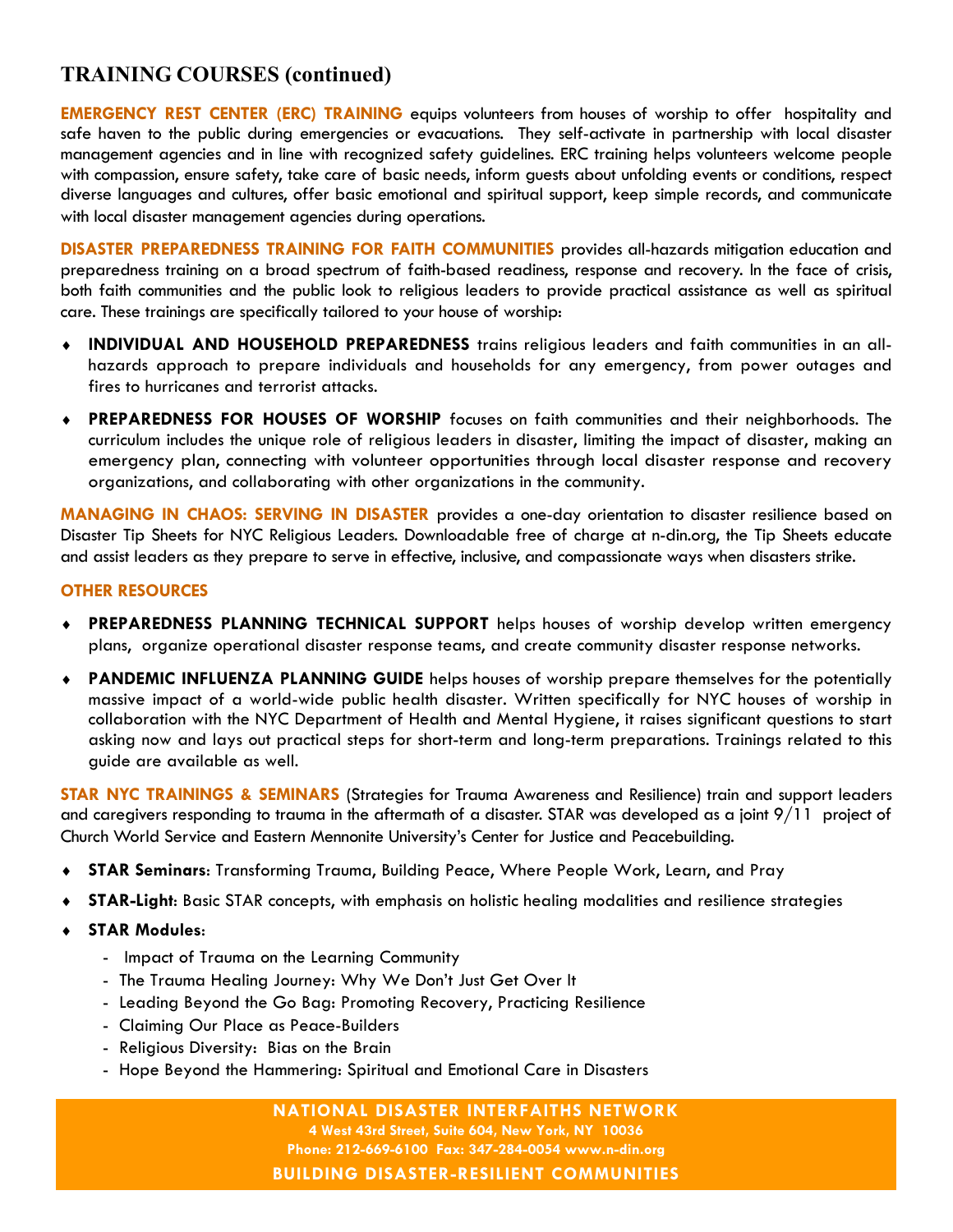## TRAINING COURSES (continued)

**EMERGENCY REST CENTER (ERC) TRAINING** equips volunteers from houses of worship to offer hospitality and safe haven to the public during emergencies or evacuations. They self-activate in partnership with local disaster management agencies and in line with recognized safety guidelines. ERC training helps volunteers welcome people with compassion, ensure safety, take care of basic needs, inform guests about unfolding events or conditions, respect diverse languages and cultures, offer basic emotional and spiritual support, keep simple records, and communicate with local disaster management agencies during operations.

**DISASTER PREPAREDNESS TRAINING FOR FAITH COMMUNITIES** provides all-hazards mitigation education and preparedness training on a broad spectrum of faith-based readiness, response and recovery. In the face of crisis, both faith communities and the public look to religious leaders to provide practical assistance as well as spiritual care. These trainings are specifically tailored to your house of worship:

- **INDIVIDUAL AND HOUSEHOLD PREPAREDNESS** trains religious leaders and faith communities in an all-hazards approach to prepare individuals and households for any emergency, from power outages and fires to hurricanes and terrorist attacks.
- **PREPAREDNESS FOR HOUSES OF WORSHIP** focuses on faith communities and their neighborhoods. The curriculum includes the unique role of religious leaders in disaster, limiting the impact of disaster, making an emergency plan, connecting with volunteer opportunities through local disaster response and recovery organizations, and collaborating with other organizations in the community.

**MANAGING IN CHAOS: SERVING IN DISASTER** provides a one-day orientation to disaster resilience based on Disaster Tip Sheets for NYC Religious Leaders. Downloadable free of charge at n-din.org, the Tip Sheets educate and assist leaders as they prepare to serve in effective, inclusive, and compassionate ways when disasters strike.

### OTHER RESOURCES

- **PREPAREDNESS PLANNING TECHNICAL SUPPORT** helps houses of worship develop written emergency plans, organize operational disaster response teams, and create community disaster response networks.
- **PANDEMIC INFLUENZA PLANNING GUIDE** helps houses of worship prepare themselves for the potentially massive impact of a world-wide public health disaster. Written specifically for NYC houses of worship in collaboration with the NYC Department of Health and Mental Hygiene, it raises significant questions to start asking now and lays out practical steps for short-term and long-term preparations. Trainings related to this guide are available as well.

**STAR NYC TRAININGS & SEMINARS** (Strategies for Trauma Awareness and Resilience) train and support leaders and caregivers responding to trauma in the aftermath of a disaster. STAR was developed as a joint 9/11 project of Church World Service and Eastern Mennonite University's Center for Justice and Peacebuilding.

- **STAR Seminars**: Transforming Trauma, Building Peace, Where People Work, Learn, and Pray
- **STAR-Light**: Basic STAR concepts, with emphasis on holistic healing modalities and resilience strategies
- **STAR Modules**:
  - Impact of Trauma on the Learning Community
  - The Trauma Healing Journey: Why We Don't Just Get Over It
  - Leading Beyond the Go Bag: Promoting Recovery, Practicing Resilience
  - Claiming Our Place as Peace-Builders
  - Religious Diversity: Bias on the Brain
  - Hope Beyond the Hammering: Spiritual and Emotional Care in Disasters

**NATIONAL DISASTER INTERFAITHS NETWORK**
**4 West 43rd Street, Suite 604, New York, NY 10036**
**Phone: 212-669-6100 Fax: 347-284-0054 www.n-din.org**
**BUILDING DISASTER-RESILIENT COMMUNITIES**